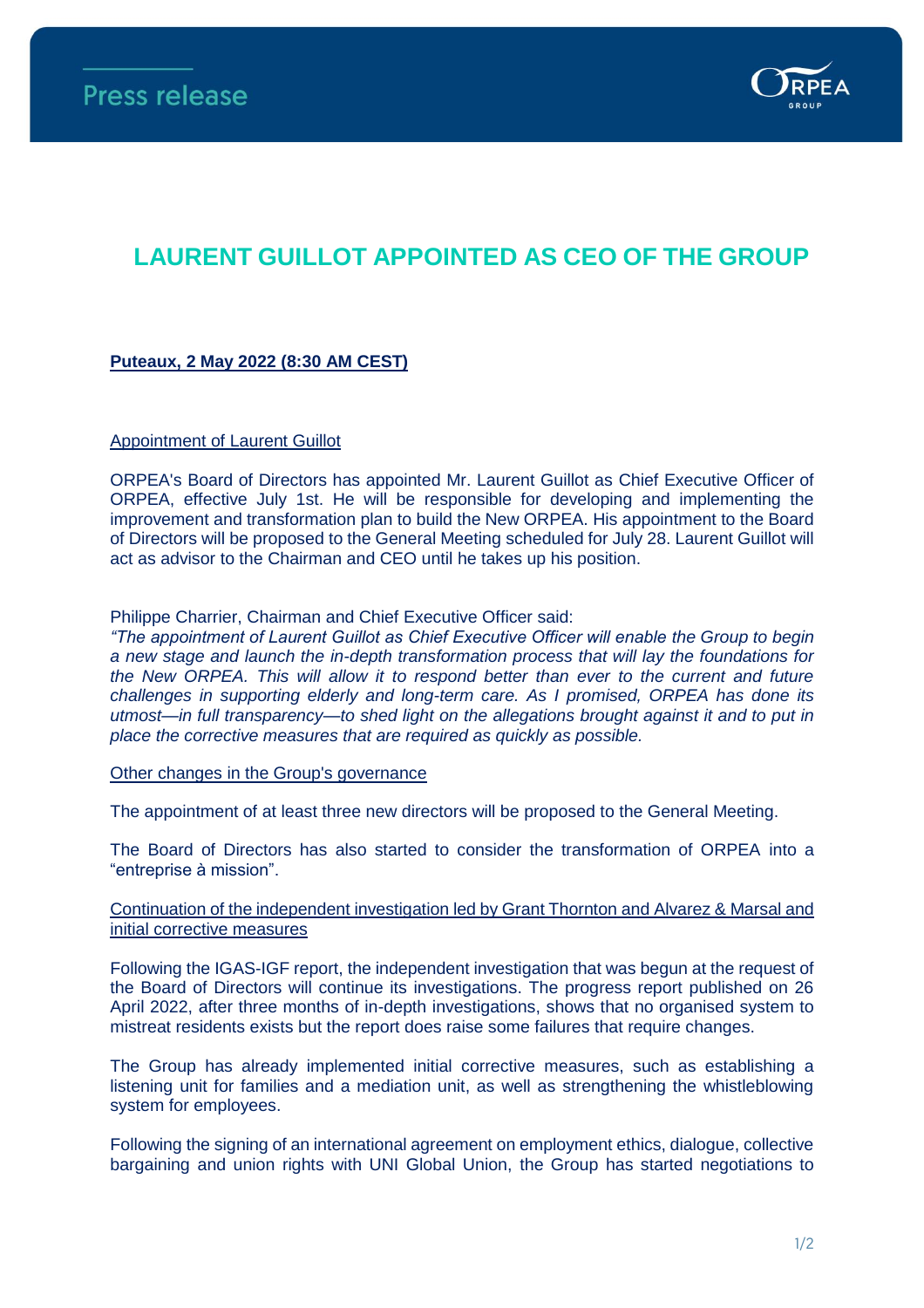Press release

# LAURENT GUILLOT APPOINTED AS CEO OF THE GROUP

**Puteaux, 2 May 2022 (8:30 AM CEST)**

Appointment of Laurent Guillot

ORPEA's Board of Directors has appointed Mr. Laurent Guillot as Chief Executive Officer of ORPEA, effective July 1st. He will be responsible for developing and implementing the improvement and transformation plan to build the New ORPEA. His appointment to the Board of Directors will be proposed to the General Meeting scheduled for July 28. Laurent Guillot will act as advisor to the Chairman and CEO until he takes up his position.

Philippe Charrier, Chairman and Chief Executive Officer said:
*"The appointment of Laurent Guillot as Chief Executive Officer will enable the Group to begin a new stage and launch the in-depth transformation process that will lay the foundations for the New ORPEA. This will allow it to respond better than ever to the current and future challenges in supporting elderly and long-term care. As I promised, ORPEA has done its utmost—in full transparency—to shed light on the allegations brought against it and to put in place the corrective measures that are required as quickly as possible.*

Other changes in the Group's governance

The appointment of at least three new directors will be proposed to the General Meeting.

The Board of Directors has also started to consider the transformation of ORPEA into a "entreprise à mission".

Continuation of the independent investigation led by Grant Thornton and Alvarez & Marsal and initial corrective measures

Following the IGAS-IGF report, the independent investigation that was begun at the request of the Board of Directors will continue its investigations. The progress report published on 26 April 2022, after three months of in-depth investigations, shows that no organised system to mistreat residents exists but the report does raise some failures that require changes.

The Group has already implemented initial corrective measures, such as establishing a listening unit for families and a mediation unit, as well as strengthening the whistleblowing system for employees.

Following the signing of an international agreement on employment ethics, dialogue, collective bargaining and union rights with UNI Global Union, the Group has started negotiations to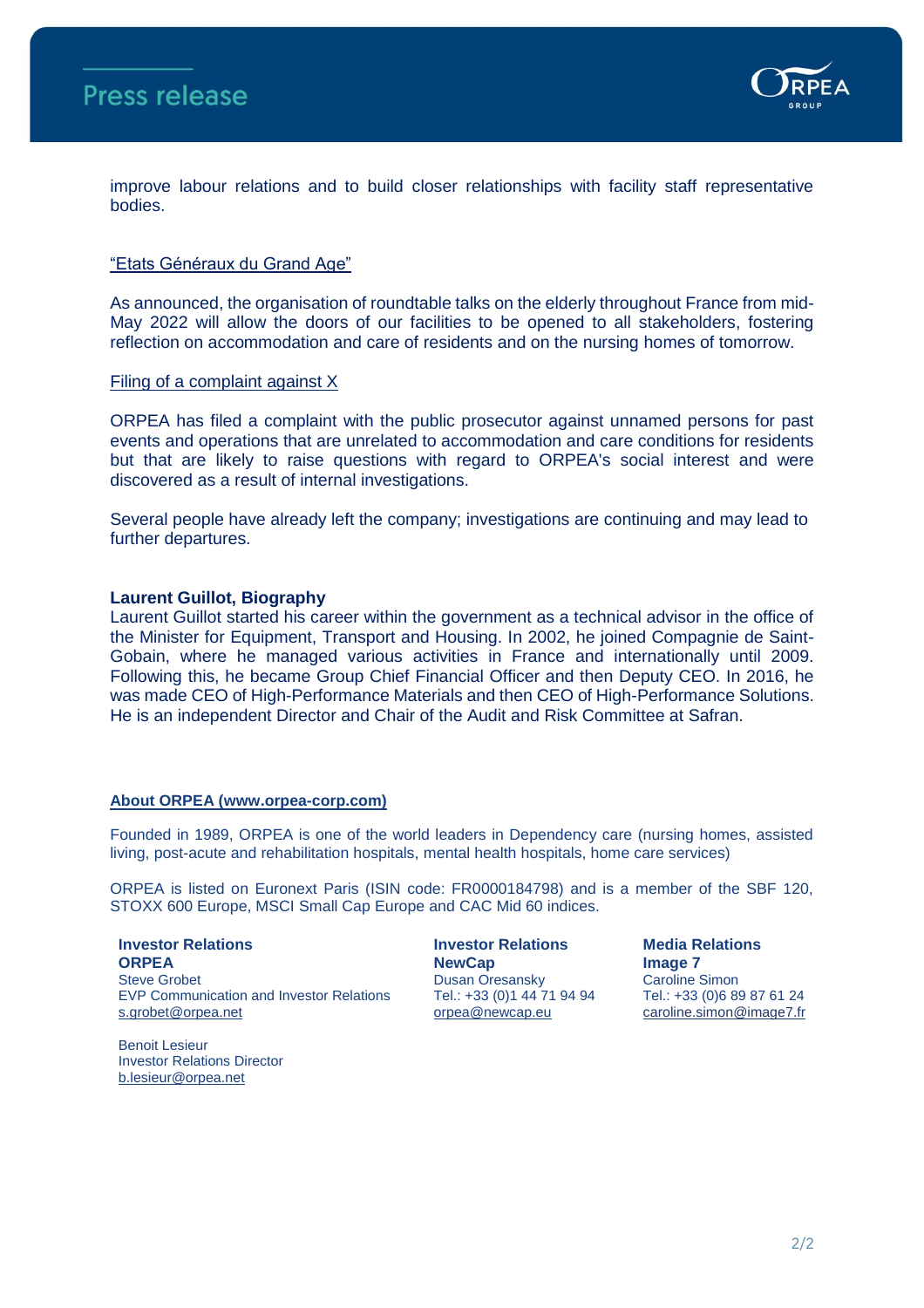improve labour relations and to build closer relationships with facility staff representative bodies.

"Etats Généraux du Grand Age"

As announced, the organisation of roundtable talks on the elderly throughout France from mid-May 2022 will allow the doors of our facilities to be opened to all stakeholders, fostering reflection on accommodation and care of residents and on the nursing homes of tomorrow.

Filing of a complaint against X

ORPEA has filed a complaint with the public prosecutor against unnamed persons for past events and operations that are unrelated to accommodation and care conditions for residents but that are likely to raise questions with regard to ORPEA's social interest and were discovered as a result of internal investigations.

Several people have already left the company; investigations are continuing and may lead to further departures.

**Laurent Guillot, Biography**

Laurent Guillot started his career within the government as a technical advisor in the office of the Minister for Equipment, Transport and Housing. In 2002, he joined Compagnie de Saint-Gobain, where he managed various activities in France and internationally until 2009. Following this, he became Group Chief Financial Officer and then Deputy CEO. In 2016, he was made CEO of High-Performance Materials and then CEO of High-Performance Solutions. He is an independent Director and Chair of the Audit and Risk Committee at Safran.

**About ORPEA (www.orpea-corp.com)**

Founded in 1989, ORPEA is one of the world leaders in Dependency care (nursing homes, assisted living, post-acute and rehabilitation hospitals, mental health hospitals, home care services)

ORPEA is listed on Euronext Paris (ISIN code: FR0000184798) and is a member of the SBF 120, STOXX 600 Europe, MSCI Small Cap Europe and CAC Mid 60 indices.

**Investor Relations**
**ORPEA**
Steve Grobet
EVP Communication and Investor Relations
s.grobet@orpea.net

Benoit Lesieur
Investor Relations Director
b.lesieur@orpea.net

**Investor Relations**
**NewCap**
Dusan Oresansky
Tel.: +33 (0)1 44 71 94 94
orpea@newcap.eu

**Media Relations**
**Image 7**
Caroline Simon
Tel.: +33 (0)6 89 87 61 24
caroline.simon@image7.fr